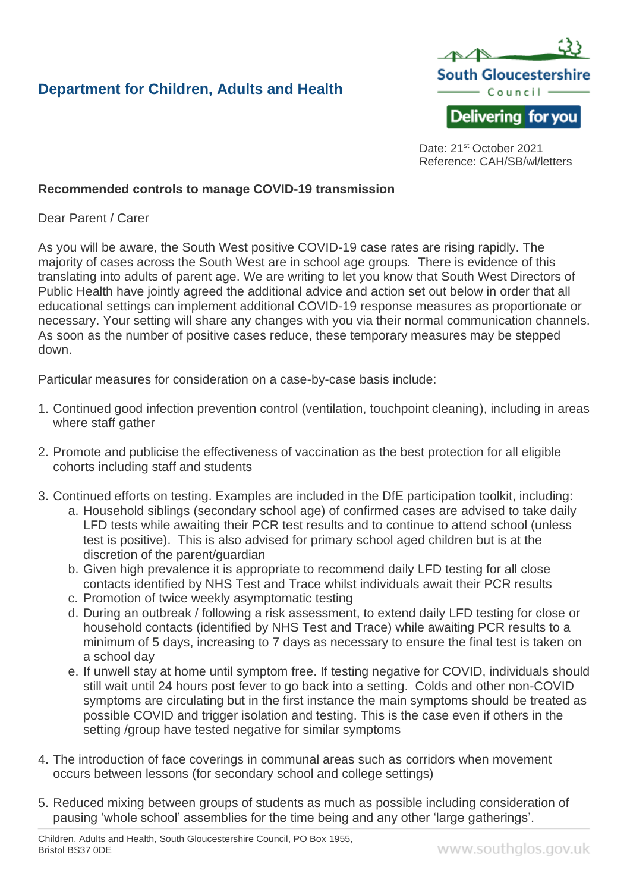**Department for Children, Adults and Health**

South Gloucestershire Council

Delivering for you

Date: 21st October 2021
Reference: CAH/SB/wl/letters

**Recommended controls to manage COVID-19 transmission**

Dear Parent / Carer

As you will be aware, the South West positive COVID-19 case rates are rising rapidly. The majority of cases across the South West are in school age groups. There is evidence of this translating into adults of parent age. We are writing to let you know that South West Directors of Public Health have jointly agreed the additional advice and action set out below in order that all educational settings can implement additional COVID-19 response measures as proportionate or necessary. Your setting will share any changes with you via their normal communication channels. As soon as the number of positive cases reduce, these temporary measures may be stepped down.

Particular measures for consideration on a case-by-case basis include:

1. Continued good infection prevention control (ventilation, touchpoint cleaning), including in areas where staff gather

2. Promote and publicise the effectiveness of vaccination as the best protection for all eligible cohorts including staff and students

3. Continued efforts on testing. Examples are included in the DfE participation toolkit, including:
   a. Household siblings (secondary school age) of confirmed cases are advised to take daily LFD tests while awaiting their PCR test results and to continue to attend school (unless test is positive). This is also advised for primary school aged children but is at the discretion of the parent/guardian
   b. Given high prevalence it is appropriate to recommend daily LFD testing for all close contacts identified by NHS Test and Trace whilst individuals await their PCR results
   c. Promotion of twice weekly asymptomatic testing
   d. During an outbreak / following a risk assessment, to extend daily LFD testing for close or household contacts (identified by NHS Test and Trace) while awaiting PCR results to a minimum of 5 days, increasing to 7 days as necessary to ensure the final test is taken on a school day
   e. If unwell stay at home until symptom free. If testing negative for COVID, individuals should still wait until 24 hours post fever to go back into a setting. Colds and other non-COVID symptoms are circulating but in the first instance the main symptoms should be treated as possible COVID and trigger isolation and testing. This is the case even if others in the setting /group have tested negative for similar symptoms

4. The introduction of face coverings in communal areas such as corridors when movement occurs between lessons (for secondary school and college settings)

5. Reduced mixing between groups of students as much as possible including consideration of pausing 'whole school' assemblies for the time being and any other 'large gatherings'.

Children, Adults and Health, South Gloucestershire Council, PO Box 1955, Bristol BS37 0DE

www.southglos.gov.uk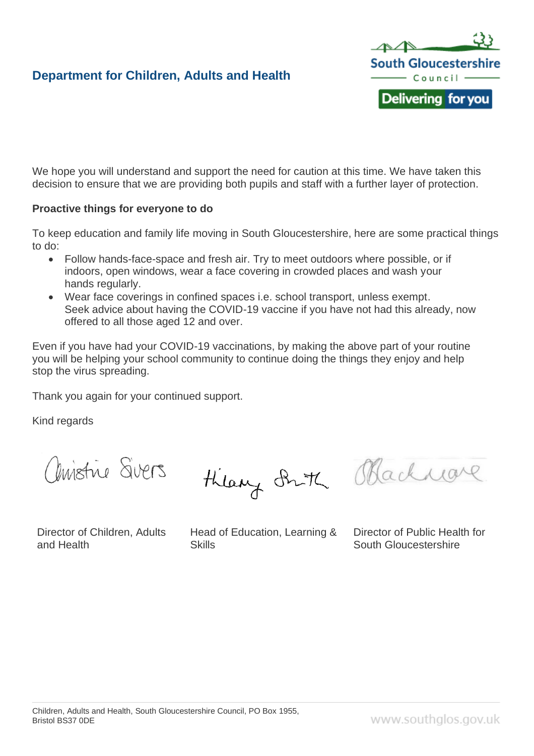**Department for Children, Adults and Health**

South Gloucestershire Council

Delivering for you

We hope you will understand and support the need for caution at this time. We have taken this decision to ensure that we are providing both pupils and staff with a further layer of protection.

**Proactive things for everyone to do**

To keep education and family life moving in South Gloucestershire, here are some practical things to do:

- Follow hands-face-space and fresh air. Try to meet outdoors where possible, or if indoors, open windows, wear a face covering in crowded places and wash your hands regularly.
- Wear face coverings in confined spaces i.e. school transport, unless exempt. Seek advice about having the COVID-19 vaccine if you have not had this already, now offered to all those aged 12 and over.

Even if you have had your COVID-19 vaccinations, by making the above part of your routine you will be helping your school community to continue doing the things they enjoy and help stop the virus spreading.

Thank you again for your continued support.

Kind regards

Christine Sivers

Director of Children, Adults and Health

Hilary Smith

Head of Education, Learning & Skills

Blackmore

Director of Public Health for South Gloucestershire

Children, Adults and Health, South Gloucestershire Council, PO Box 1955, Bristol BS37 0DE

www.southglos.gov.uk